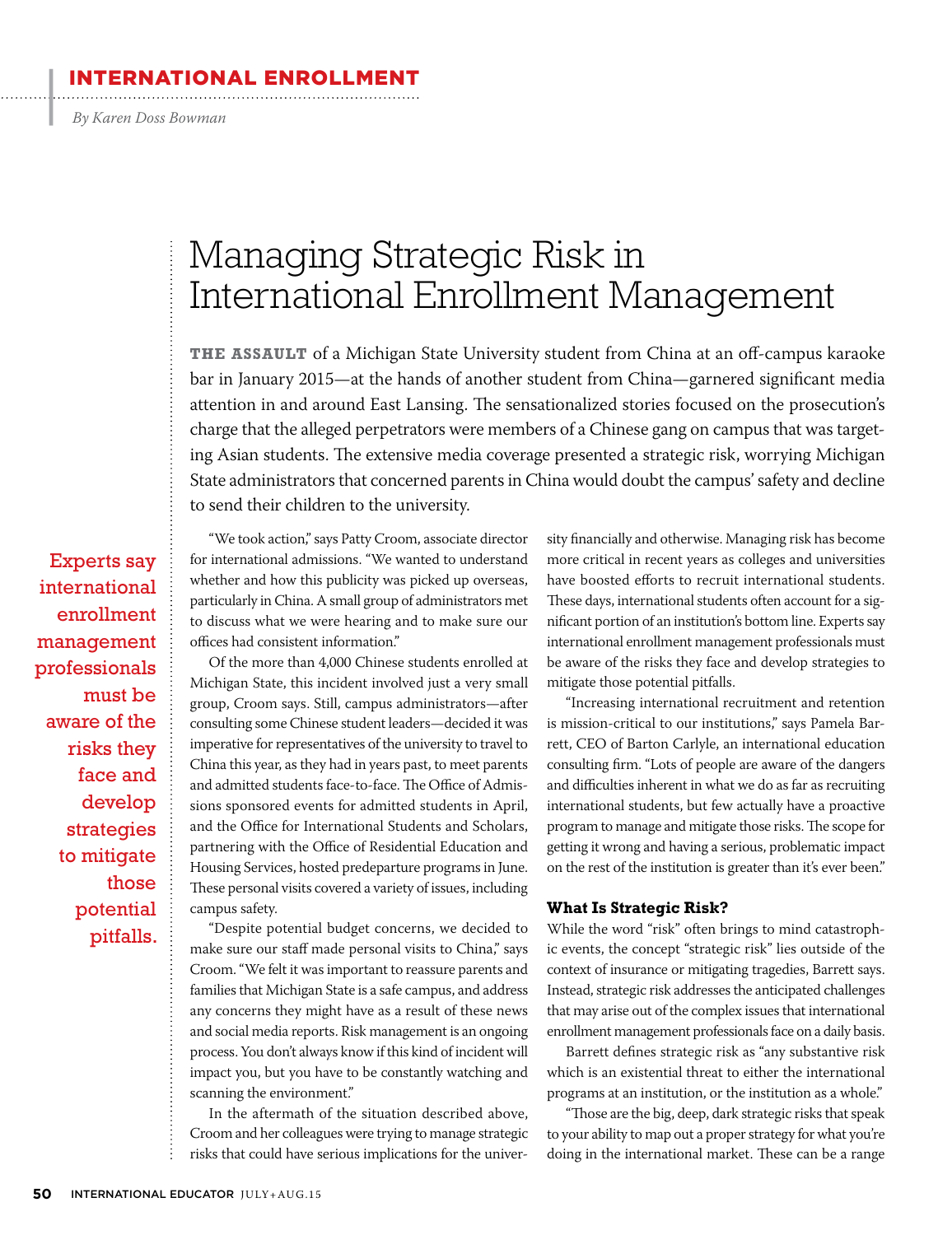INTERNATIONAL ENROLLMENT

*By Karen Doss Bowman*

# Managing Strategic Risk in International Enrollment Management

**THE ASSAULT** of a Michigan State University student from China at an off-campus karaoke bar in January 2015—at the hands of another student from China—garnered significant media attention in and around East Lansing. The sensationalized stories focused on the prosecution's charge that the alleged perpetrators were members of a Chinese gang on campus that was targeting Asian students. The extensive media coverage presented a strategic risk, worrying Michigan State administrators that concerned parents in China would doubt the campus' safety and decline to send their children to the university.

> Experts say international enrollment management professionals must be aware of the risks they face and develop strategies to mitigate those potential pitfalls.

"We took action," says Patty Croom, associate director for international admissions. "We wanted to understand whether and how this publicity was picked up overseas, particularly in China. A small group of administrators met to discuss what we were hearing and to make sure our offices had consistent information."

Of the more than 4,000 Chinese students enrolled at Michigan State, this incident involved just a very small group, Croom says. Still, campus administrators—after consulting some Chinese student leaders—decided it was imperative for representatives of the university to travel to China this year, as they had in years past, to meet parents and admitted students face-to-face. The Office of Admissions sponsored events for admitted students in April, and the Office for International Students and Scholars, partnering with the Office of Residential Education and Housing Services, hosted predeparture programs in June. These personal visits covered a variety of issues, including campus safety.

"Despite potential budget concerns, we decided to make sure our staff made personal visits to China," says Croom. "We felt it was important to reassure parents and families that Michigan State is a safe campus, and address any concerns they might have as a result of these news and social media reports. Risk management is an ongoing process. You don't always know if this kind of incident will impact you, but you have to be constantly watching and scanning the environment."

In the aftermath of the situation described above, Croom and her colleagues were trying to manage strategic risks that could have serious implications for the university financially and otherwise. Managing risk has become more critical in recent years as colleges and universities have boosted efforts to recruit international students. These days, international students often account for a significant portion of an institution's bottom line. Experts say international enrollment management professionals must be aware of the risks they face and develop strategies to mitigate those potential pitfalls.

"Increasing international recruitment and retention is mission-critical to our institutions," says Pamela Barrett, CEO of Barton Carlyle, an international education consulting firm. "Lots of people are aware of the dangers and difficulties inherent in what we do as far as recruiting international students, but few actually have a proactive program to manage and mitigate those risks. The scope for getting it wrong and having a serious, problematic impact on the rest of the institution is greater than it's ever been."

### What Is Strategic Risk?

While the word "risk" often brings to mind catastrophic events, the concept "strategic risk" lies outside of the context of insurance or mitigating tragedies, Barrett says. Instead, strategic risk addresses the anticipated challenges that may arise out of the complex issues that international enrollment management professionals face on a daily basis.

Barrett defines strategic risk as "any substantive risk which is an existential threat to either the international programs at an institution, or the institution as a whole."

"Those are the big, deep, dark strategic risks that speak to your ability to map out a proper strategy for what you're doing in the international market. These can be a range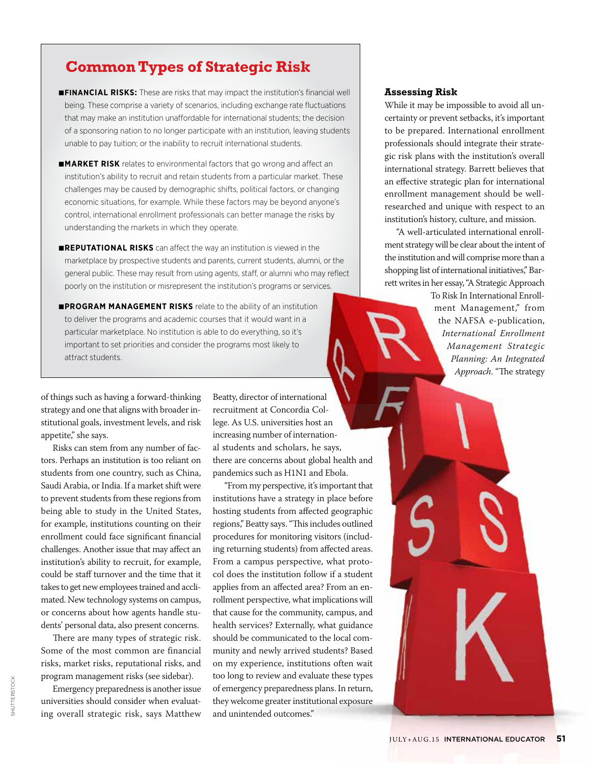## Common Types of Strategic Risk

- **FINANCIAL RISKS:** These are risks that may impact the institution's financial well being. These comprise a variety of scenarios, including exchange rate fluctuations that may make an institution unaffordable for international students; the decision of a sponsoring nation to no longer participate with an institution, leaving students unable to pay tuition; or the inability to recruit international students.

- **MARKET RISK** relates to environmental factors that go wrong and affect an institution's ability to recruit and retain students from a particular market. These challenges may be caused by demographic shifts, political factors, or changing economic situations, for example. While these factors may be beyond anyone's control, international enrollment professionals can better manage the risks by understanding the markets in which they operate.

- **REPUTATIONAL RISKS** can affect the way an institution is viewed in the marketplace by prospective students and parents, current students, alumni, or the general public. These may result from using agents, staff, or alumni who may reflect poorly on the institution or misrepresent the institution's programs or services.

- **PROGRAM MANAGEMENT RISKS** relate to the ability of an institution to deliver the programs and academic courses that it would want in a particular marketplace. No institution is able to do everything, so it's important to set priorities and consider the programs most likely to attract students.

### Assessing Risk

While it may be impossible to avoid all uncertainty or prevent setbacks, it's important to be prepared. International enrollment professionals should integrate their strategic risk plans with the institution's overall international strategy. Barrett believes that an effective strategic plan for international enrollment management should be well-researched and unique with respect to an institution's history, culture, and mission.

"A well-articulated international enrollment strategy will be clear about the intent of the institution and will comprise more than a shopping list of international initiatives," Barrett writes in her essay, "A Strategic Approach To Risk In International Enrollment Management," from the NAFSA e-publication, *International Enrollment Management Strategic Planning: An Integrated Approach*. "The strategy of things such as having a forward-thinking strategy and one that aligns with broader institutional goals, investment levels, and risk appetite," she says.

Risks can stem from any number of factors. Perhaps an institution is too reliant on students from one country, such as China, Saudi Arabia, or India. If a market shift were to prevent students from these regions from being able to study in the United States, for example, institutions counting on their enrollment could face significant financial challenges. Another issue that may affect an institution's ability to recruit, for example, could be staff turnover and the time that it takes to get new employees trained and acclimated. New technology systems on campus, or concerns about how agents handle students' personal data, also present concerns.

There are many types of strategic risk. Some of the most common are financial risks, market risks, reputational risks, and program management risks (see sidebar).

Emergency preparedness is another issue universities should consider when evaluating overall strategic risk, says Matthew Beatty, director of international recruitment at Concordia College. As U.S. universities host an increasing number of international students and scholars, he says, there are concerns about global health and pandemics such as H1N1 and Ebola.

"From my perspective, it's important that institutions have a strategy in place before hosting students from affected geographic regions," Beatty says. "This includes outlined procedures for monitoring visitors (including returning students) from affected areas. From a campus perspective, what protocol does the institution follow if a student applies from an affected area? From an enrollment perspective, what implications will that cause for the community, campus, and health services? Externally, what guidance should be communicated to the local community and newly arrived students? Based on my experience, institutions often wait too long to review and evaluate these types of emergency preparedness plans. In return, they welcome greater institutional exposure and unintended outcomes."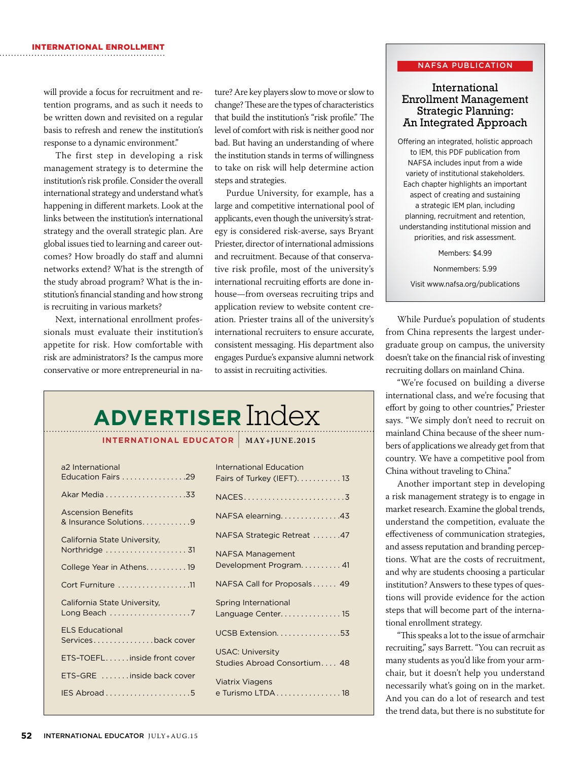will provide a focus for recruitment and retention programs, and as such it needs to be written down and revisited on a regular basis to refresh and renew the institution's response to a dynamic environment."

The first step in developing a risk management strategy is to determine the institution's risk profile. Consider the overall international strategy and understand what's happening in different markets. Look at the links between the institution's international strategy and the overall strategic plan. Are global issues tied to learning and career outcomes? How broadly do staff and alumni networks extend? What is the strength of the study abroad program? What is the institution's financial standing and how strong is recruiting in various markets?

Next, international enrollment professionals must evaluate their institution's appetite for risk. How comfortable with risk are administrators? Is the campus more conservative or more entrepreneurial in nature? Are key players slow to move or slow to change? These are the types of characteristics that build the institution's "risk profile." The level of comfort with risk is neither good nor bad. But having an understanding of where the institution stands in terms of willingness to take on risk will help determine action steps and strategies.

Purdue University, for example, has a large and competitive international pool of applicants, even though the university's strategy is considered risk-averse, says Bryant Priester, director of international admissions and recruitment. Because of that conservative risk profile, most of the university's international recruiting efforts are done in-house—from overseas recruiting trips and application review to website content creation. Priester trains all of the university's international recruiters to ensure accurate, consistent messaging. His department also engages Purdue's expansive alumni network to assist in recruiting activities.

While Purdue's population of students from China represents the largest undergraduate group on campus, the university doesn't take on the financial risk of investing recruiting dollars on mainland China.

"We're focused on building a diverse international class, and we're focusing that effort by going to other countries," Priester says. "We simply don't need to recruit on mainland China because of the sheer numbers of applications we already get from that country. We have a competitive pool from China without traveling to China."

Another important step in developing a risk management strategy is to engage in market research. Examine the global trends, understand the competition, evaluate the effectiveness of communication strategies, and assess reputation and branding perceptions. What are the costs of recruitment, and why are students choosing a particular institution? Answers to these types of questions will provide evidence for the action steps that will become part of the international enrollment strategy.

"This speaks a lot to the issue of armchair recruiting," says Barrett. "You can recruit as many students as you'd like from your armchair, but it doesn't help you understand necessarily what's going on in the market. And you can do a lot of research and test the trend data, but there is no substitute for

---

**NAFSA PUBLICATION**

### International Enrollment Management Strategic Planning: An Integrated Approach

Offering an integrated, holistic approach to IEM, this PDF publication from NAFSA includes input from a wide variety of institutional stakeholders. Each chapter highlights an important aspect of creating and sustaining a strategic IEM plan, including planning, recruitment and retention, understanding institutional mission and priorities, and risk assessment.

Members: $4.99

Nonmembers: 5.99

Visit www.nafsa.org/publications

---

## ADVERTISER Index

**INTERNATIONAL EDUCATOR** | MAY+JUNE.2015

- a2 International Education Fairs . . . . . 29
- Akar Media . . . . . 33
- Ascension Benefits & Insurance Solutions . . . . . 9
- California State University, Northridge . . . . . 31
- College Year in Athens . . . . . 19
- Cort Furniture . . . . . 11
- California State University, Long Beach . . . . . 7
- ELS Educational Services . . . . . back cover
- ETS–TOEFL . . . . . inside front cover
- ETS–GRE . . . . . inside back cover
- IES Abroad . . . . . 5
- International Education Fairs of Turkey (IEFT) . . . . . 13
- NACES . . . . . 3
- NAFSA elearning . . . . . 43
- NAFSA Strategic Retreat . . . . . 47
- NAFSA Management Development Program . . . . . 41
- NAFSA Call for Proposals . . . . . 49
- Spring International Language Center . . . . . 15
- UCSB Extension . . . . . 53
- USAC: University Studies Abroad Consortium . . . . 48
- Viatrix Viagens e Turismo LTDA . . . . . 18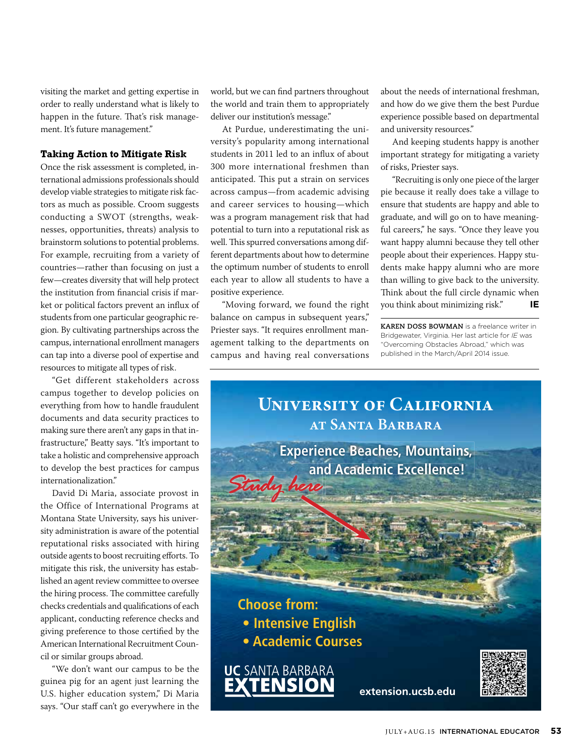visiting the market and getting expertise in order to really understand what is likely to happen in the future. That's risk management. It's future management."

### Taking Action to Mitigate Risk

Once the risk assessment is completed, international admissions professionals should develop viable strategies to mitigate risk factors as much as possible. Croom suggests conducting a SWOT (strengths, weaknesses, opportunities, threats) analysis to brainstorm solutions to potential problems. For example, recruiting from a variety of countries—rather than focusing on just a few—creates diversity that will help protect the institution from financial crisis if market or political factors prevent an influx of students from one particular geographic region. By cultivating partnerships across the campus, international enrollment managers can tap into a diverse pool of expertise and resources to mitigate all types of risk.

"Get different stakeholders across campus together to develop policies on everything from how to handle fraudulent documents and data security practices to making sure there aren't any gaps in that infrastructure," Beatty says. "It's important to take a holistic and comprehensive approach to develop the best practices for campus internationalization."

David Di Maria, associate provost in the Office of International Programs at Montana State University, says his university administration is aware of the potential reputational risks associated with hiring outside agents to boost recruiting efforts. To mitigate this risk, the university has established an agent review committee to oversee the hiring process. The committee carefully checks credentials and qualifications of each applicant, conducting reference checks and giving preference to those certified by the American International Recruitment Council or similar groups abroad.

"We don't want our campus to be the guinea pig for an agent just learning the U.S. higher education system," Di Maria says. "Our staff can't go everywhere in the world, but we can find partners throughout the world and train them to appropriately deliver our institution's message."

At Purdue, underestimating the university's popularity among international students in 2011 led to an influx of about 300 more international freshmen than anticipated. This put a strain on services across campus—from academic advising and career services to housing—which was a program management risk that had potential to turn into a reputational risk as well. This spurred conversations among different departments about how to determine the optimum number of students to enroll each year to allow all students to have a positive experience.

"Moving forward, we found the right balance on campus in subsequent years," Priester says. "It requires enrollment management talking to the departments on campus and having real conversations about the needs of international freshman, and how do we give them the best Purdue experience possible based on departmental and university resources."

And keeping students happy is another important strategy for mitigating a variety of risks, Priester says.

"Recruiting is only one piece of the larger pie because it really does take a village to ensure that students are happy and able to graduate, and will go on to have meaningful careers," he says. "Once they leave you want happy alumni because they tell other people about their experiences. Happy students make happy alumni who are more than willing to give back to the university. Think about the full circle dynamic when you think about minimizing risk." **IE**

**KAREN DOSS BOWMAN** is a freelance writer in Bridgewater, Virginia. Her last article for *IE* was "Overcoming Obstacles Abroad," which was published in the March/April 2014 issue.

---

**University of California at Santa Barbara**

**Experience Beaches, Mountains, and Academic Excellence!**

*Study here*

**Choose from:**
- **Intensive English**
- **Academic Courses**

**UC SANTA BARBARA EXTENSION**

**extension.ucsb.edu**